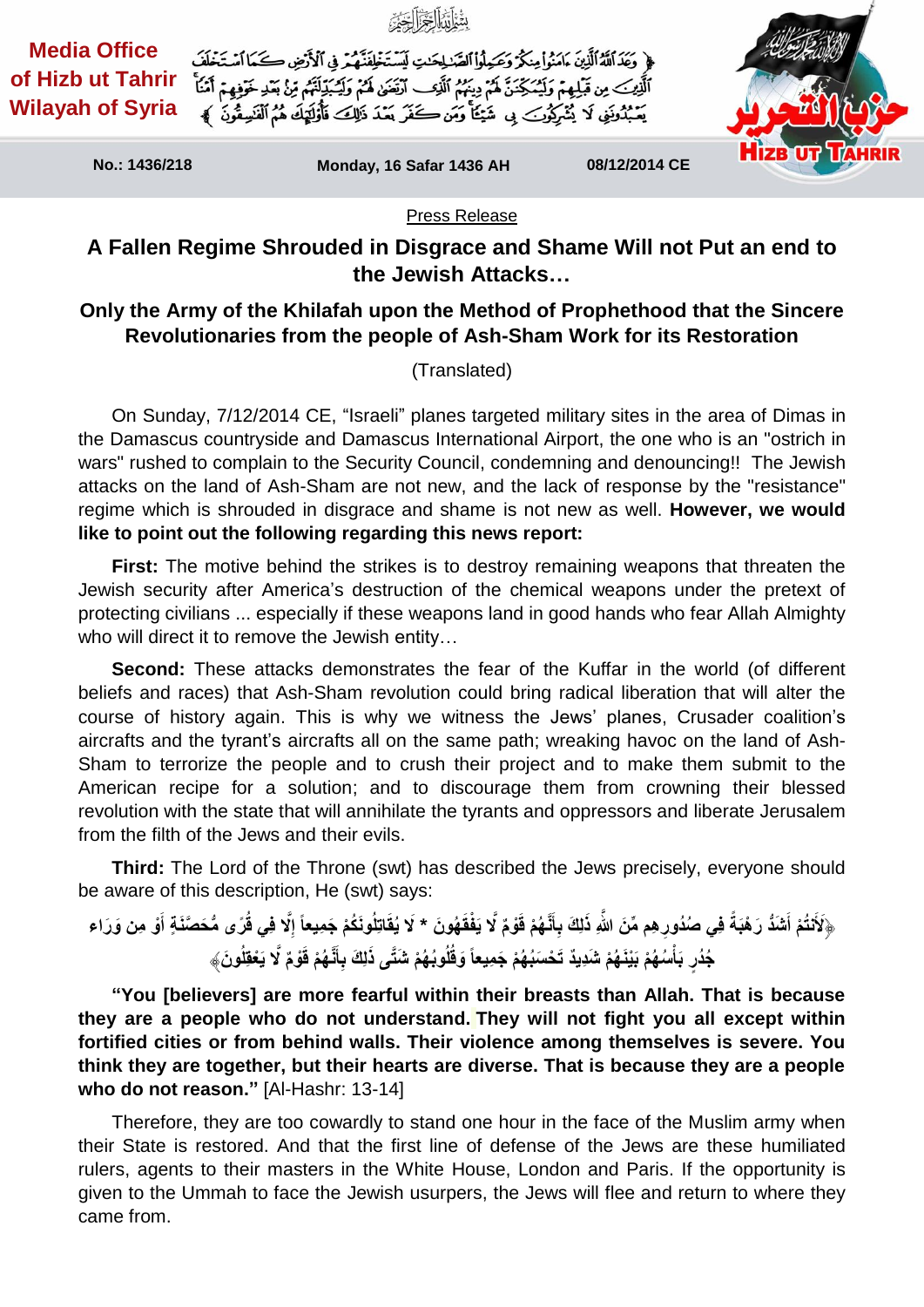Media Office of Hizb ut Tahrir Wilayah of Syria

بِسْمِ اللَّهِ الرَّحْمَٰنِ الرَّحِيمِ

﴿وَعَدَ اللَّهُ الَّذِينَ آمَنُوا مِنكُمْ وَعَمِلُوا الصَّالِحَاتِ لَيَسْتَخْلِفَنَّهُمْ فِي الْأَرْضِ كَمَا اسْتَخْلَفَ الَّذِينَ مِن قَبْلِهِمْ وَلَيُمَكِّنَنَّ لَهُمْ دِينَهُمُ الَّذِي ارْتَضَىٰ لَهُمْ وَلَيُبَدِّلَنَّهُم مِّن بَعْدِ خَوْفِهِمْ أَمْنًا يَعْبُدُونَنِي لَا يُشْرِكُونَ بِي شَيْئًا وَمَن كَفَرَ بَعْدَ ذَٰلِكَ فَأُولَٰئِكَ هُمُ الْفَاسِقُونَ﴾

No.: 1436/218 | Monday, 16 Safar 1436 AH | 08/12/2014 CE

Press Release

# A Fallen Regime Shrouded in Disgrace and Shame Will not Put an end to the Jewish Attacks…

## Only the Army of the Khilafah upon the Method of Prophethood that the Sincere Revolutionaries from the people of Ash-Sham Work for its Restoration

(Translated)

On Sunday, 7/12/2014 CE, "Israeli" planes targeted military sites in the area of Dimas in the Damascus countryside and Damascus International Airport, the one who is an "ostrich in wars" rushed to complain to the Security Council, condemning and denouncing!! The Jewish attacks on the land of Ash-Sham are not new, and the lack of response by the "resistance" regime which is shrouded in disgrace and shame is not new as well. **However, we would like to point out the following regarding this news report:**

**First:** The motive behind the strikes is to destroy remaining weapons that threaten the Jewish security after America's destruction of the chemical weapons under the pretext of protecting civilians ... especially if these weapons land in good hands who fear Allah Almighty who will direct it to remove the Jewish entity…

**Second:** These attacks demonstrates the fear of the Kuffar in the world (of different beliefs and races) that Ash-Sham revolution could bring radical liberation that will alter the course of history again. This is why we witness the Jews' planes, Crusader coalition's aircrafts and the tyrant's aircrafts all on the same path; wreaking havoc on the land of Ash-Sham to terrorize the people and to crush their project and to make them submit to the American recipe for a solution; and to discourage them from crowning their blessed revolution with the state that will annihilate the tyrants and oppressors and liberate Jerusalem from the filth of the Jews and their evils.

**Third:** The Lord of the Throne (swt) has described the Jews precisely, everyone should be aware of this description, He (swt) says:

﴿لَأَنتُمْ أَشَدُّ رَهْبَةً فِي صُدُورِهِم مِّنَ اللَّهِ ذَلِكَ بِأَنَّهُمْ قَوْمٌ لَّا يَفْقَهُونَ * لَا يُقَاتِلُونَكُمْ جَمِيعاً إِلَّا فِي قُرًى مُّحَصَّنَةٍ أَوْ مِن وَرَاءِ جُدُرٍ بَأْسُهُمْ بَيْنَهُمْ شَدِيدٌ تَحْسَبُهُمْ جَمِيعاً وَقُلُوبُهُمْ شَتَّى ذَلِكَ بِأَنَّهُمْ قَوْمٌ لَّا يَعْقِلُونَ﴾

**"You [believers] are more fearful within their breasts than Allah. That is because they are a people who do not understand. They will not fight you all except within fortified cities or from behind walls. Their violence among themselves is severe. You think they are together, but their hearts are diverse. That is because they are a people who do not reason."** [Al-Hashr: 13-14]

Therefore, they are too cowardly to stand one hour in the face of the Muslim army when their State is restored. And that the first line of defense of the Jews are these humiliated rulers, agents to their masters in the White House, London and Paris. If the opportunity is given to the Ummah to face the Jewish usurpers, the Jews will flee and return to where they came from.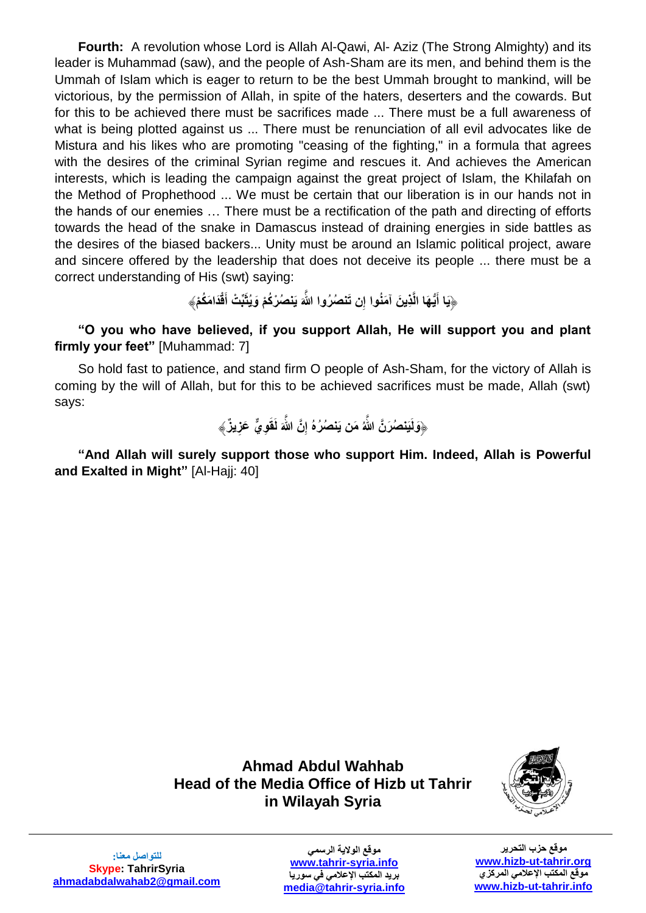**Fourth:** A revolution whose Lord is Allah Al-Qawi, Al- Aziz (The Strong Almighty) and its leader is Muhammad (saw), and the people of Ash-Sham are its men, and behind them is the Ummah of Islam which is eager to return to be the best Ummah brought to mankind, will be victorious, by the permission of Allah, in spite of the haters, deserters and the cowards. But for this to be achieved there must be sacrifices made ... There must be a full awareness of what is being plotted against us ... There must be renunciation of all evil advocates like de Mistura and his likes who are promoting "ceasing of the fighting," in a formula that agrees with the desires of the criminal Syrian regime and rescues it. And achieves the American interests, which is leading the campaign against the great project of Islam, the Khilafah on the Method of Prophethood ... We must be certain that our liberation is in our hands not in the hands of our enemies … There must be a rectification of the path and directing of efforts towards the head of the snake in Damascus instead of draining energies in side battles as the desires of the biased backers... Unity must be around an Islamic political project, aware and sincere offered by the leadership that does not deceive its people ... there must be a correct understanding of His (swt) saying:

﴿يَا أَيُّهَا الَّذِينَ آمَنُوا إِن تَنصُرُوا اللَّهَ يَنصُرْكُمْ وَيُثَبِّتْ أَقْدَامَكُمْ﴾

**"O you who have believed, if you support Allah, He will support you and plant firmly your feet"** [Muhammad: 7]

So hold fast to patience, and stand firm O people of Ash-Sham, for the victory of Allah is coming by the will of Allah, but for this to be achieved sacrifices must be made, Allah (swt) says:

﴿وَلَيَنصُرَنَّ اللَّهُ مَن يَنصُرُهُ إِنَّ اللَّهَ لَقَوِيٌّ عَزِيزٌ﴾

**"And Allah will surely support those who support Him. Indeed, Allah is Powerful and Exalted in Might"** [Al-Hajj: 40]

**Ahmad Abdul Wahhab**
**Head of the Media Office of Hizb ut Tahrir in Wilayah Syria**

| | | |
|---|---|---|
| **للتواصل معنا:** | **موقع الولاية الرسمي** | **موقع حزب التحرير** |
| **Skype: TahrirSyria** | **www.tahrir-syria.info** | **www.hizb-ut-tahrir.org** |
| **ahmadabdalwahab2@gmail.com** | **بريد المكتب الإعلامي في سوريا** | **موقع المكتب الإعلامي المركزي** |
| | **media@tahrir-syria.info** | **www.hizb-ut-tahrir.info** |